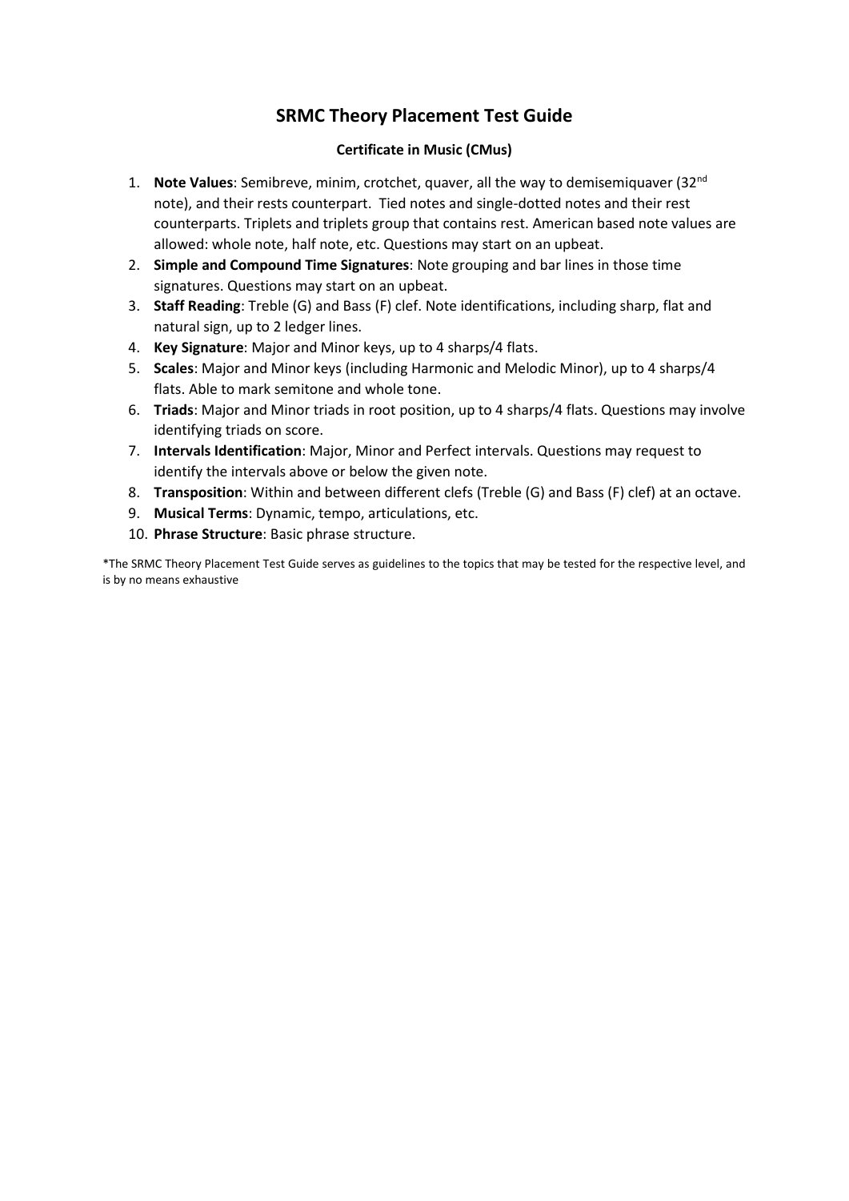# SRMC Theory Placement Test Guide

### Certificate in Music (CMus)

1. **Note Values**: Semibreve, minim, crotchet, quaver, all the way to demisemiquaver (32nd note), and their rests counterpart. Tied notes and single-dotted notes and their rest counterparts. Triplets and triplets group that contains rest. American based note values are allowed: whole note, half note, etc. Questions may start on an upbeat.
2. **Simple and Compound Time Signatures**: Note grouping and bar lines in those time signatures. Questions may start on an upbeat.
3. **Staff Reading**: Treble (G) and Bass (F) clef. Note identifications, including sharp, flat and natural sign, up to 2 ledger lines.
4. **Key Signature**: Major and Minor keys, up to 4 sharps/4 flats.
5. **Scales**: Major and Minor keys (including Harmonic and Melodic Minor), up to 4 sharps/4 flats. Able to mark semitone and whole tone.
6. **Triads**: Major and Minor triads in root position, up to 4 sharps/4 flats. Questions may involve identifying triads on score.
7. **Intervals Identification**: Major, Minor and Perfect intervals. Questions may request to identify the intervals above or below the given note.
8. **Transposition**: Within and between different clefs (Treble (G) and Bass (F) clef) at an octave.
9. **Musical Terms**: Dynamic, tempo, articulations, etc.
10. **Phrase Structure**: Basic phrase structure.

*The SRMC Theory Placement Test Guide serves as guidelines to the topics that may be tested for the respective level, and is by no means exhaustive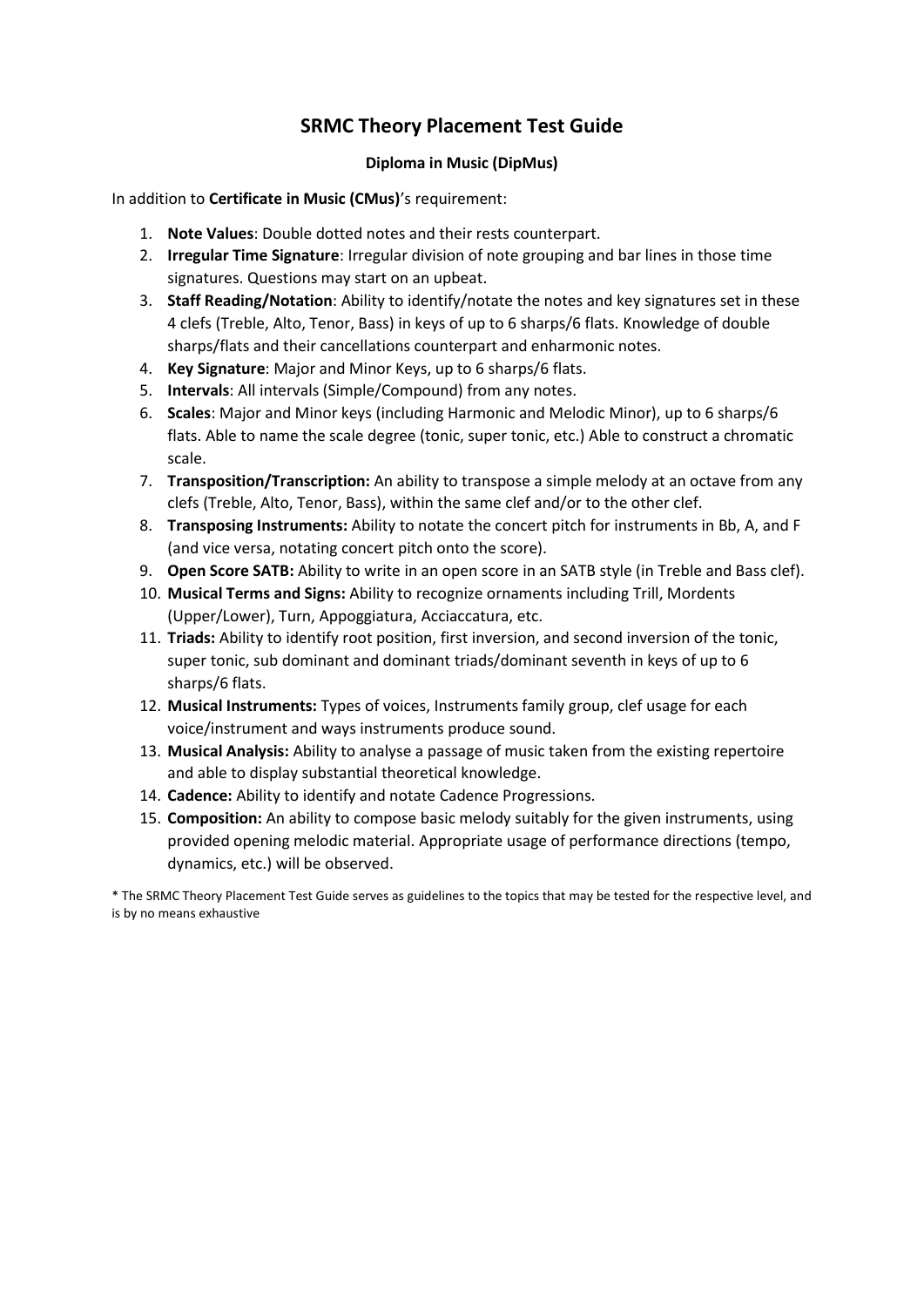# SRMC Theory Placement Test Guide

**Diploma in Music (DipMus)**

In addition to **Certificate in Music (CMus)**'s requirement:

1. **Note Values**: Double dotted notes and their rests counterpart.
2. **Irregular Time Signature**: Irregular division of note grouping and bar lines in those time signatures. Questions may start on an upbeat.
3. **Staff Reading/Notation**: Ability to identify/notate the notes and key signatures set in these 4 clefs (Treble, Alto, Tenor, Bass) in keys of up to 6 sharps/6 flats. Knowledge of double sharps/flats and their cancellations counterpart and enharmonic notes.
4. **Key Signature**: Major and Minor Keys, up to 6 sharps/6 flats.
5. **Intervals**: All intervals (Simple/Compound) from any notes.
6. **Scales**: Major and Minor keys (including Harmonic and Melodic Minor), up to 6 sharps/6 flats. Able to name the scale degree (tonic, super tonic, etc.) Able to construct a chromatic scale.
7. **Transposition/Transcription:** An ability to transpose a simple melody at an octave from any clefs (Treble, Alto, Tenor, Bass), within the same clef and/or to the other clef.
8. **Transposing Instruments:** Ability to notate the concert pitch for instruments in Bb, A, and F (and vice versa, notating concert pitch onto the score).
9. **Open Score SATB:** Ability to write in an open score in an SATB style (in Treble and Bass clef).
10. **Musical Terms and Signs:** Ability to recognize ornaments including Trill, Mordents (Upper/Lower), Turn, Appoggiatura, Acciaccatura, etc.
11. **Triads:** Ability to identify root position, first inversion, and second inversion of the tonic, super tonic, sub dominant and dominant triads/dominant seventh in keys of up to 6 sharps/6 flats.
12. **Musical Instruments:** Types of voices, Instruments family group, clef usage for each voice/instrument and ways instruments produce sound.
13. **Musical Analysis:** Ability to analyse a passage of music taken from the existing repertoire and able to display substantial theoretical knowledge.
14. **Cadence:** Ability to identify and notate Cadence Progressions.
15. **Composition:** An ability to compose basic melody suitably for the given instruments, using provided opening melodic material. Appropriate usage of performance directions (tempo, dynamics, etc.) will be observed.

* The SRMC Theory Placement Test Guide serves as guidelines to the topics that may be tested for the respective level, and is by no means exhaustive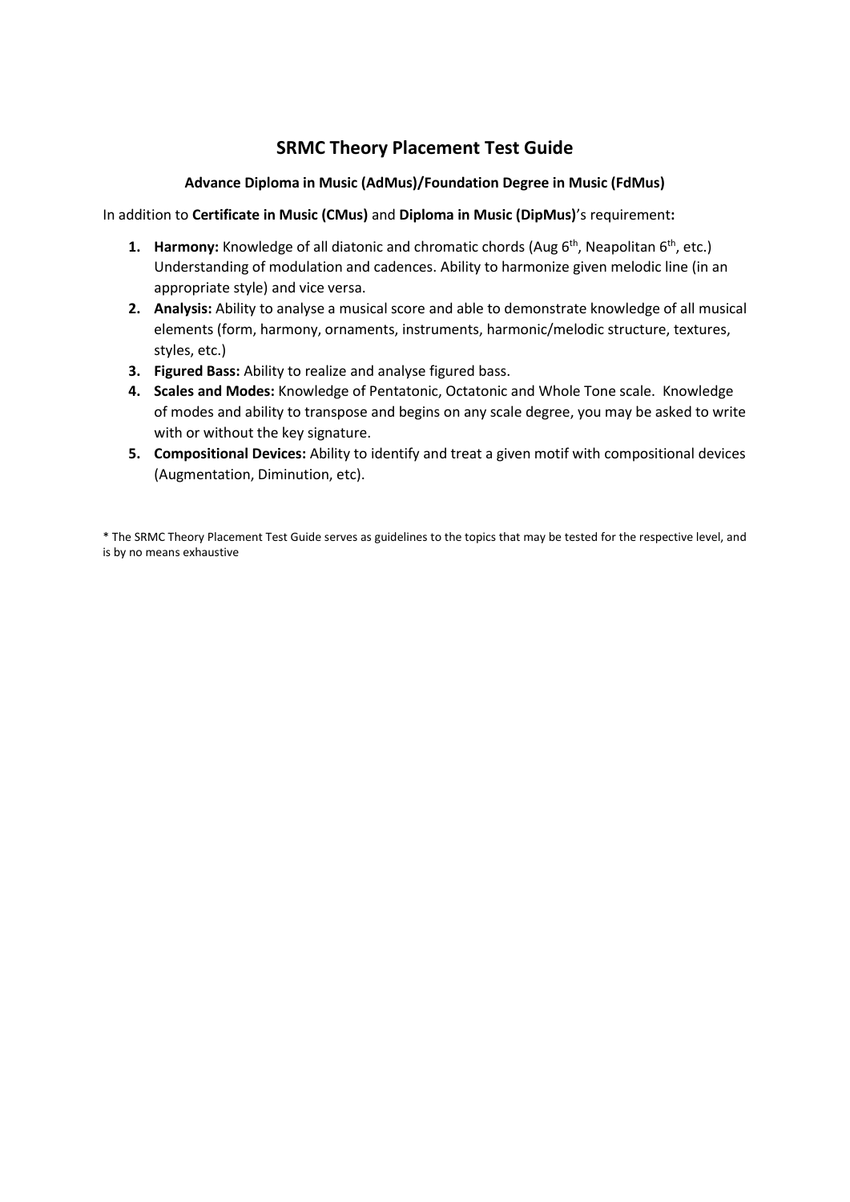# SRMC Theory Placement Test Guide

**Advance Diploma in Music (AdMus)/Foundation Degree in Music (FdMus)**

In addition to **Certificate in Music (CMus)** and **Diploma in Music (DipMus)**'s requirement**:**

1. **Harmony:** Knowledge of all diatonic and chromatic chords (Aug $6^{th}$, Neapolitan $6^{th}$, etc.) Understanding of modulation and cadences. Ability to harmonize given melodic line (in an appropriate style) and vice versa.
2. **Analysis:** Ability to analyse a musical score and able to demonstrate knowledge of all musical elements (form, harmony, ornaments, instruments, harmonic/melodic structure, textures, styles, etc.)
3. **Figured Bass:** Ability to realize and analyse figured bass.
4. **Scales and Modes:** Knowledge of Pentatonic, Octatonic and Whole Tone scale. Knowledge of modes and ability to transpose and begins on any scale degree, you may be asked to write with or without the key signature.
5. **Compositional Devices:** Ability to identify and treat a given motif with compositional devices (Augmentation, Diminution, etc).

* The SRMC Theory Placement Test Guide serves as guidelines to the topics that may be tested for the respective level, and is by no means exhaustive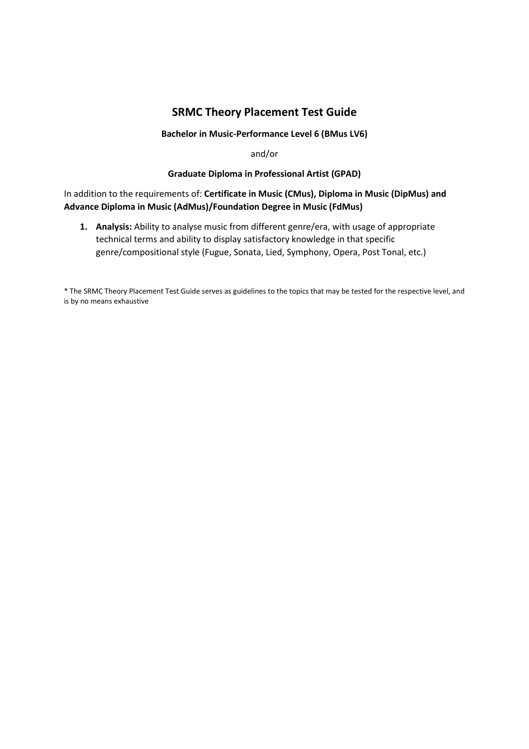## SRMC Theory Placement Test Guide

**Bachelor in Music-Performance Level 6 (BMus LV6)**

and/or

**Graduate Diploma in Professional Artist (GPAD)**

In addition to the requirements of: **Certificate in Music (CMus), Diploma in Music (DipMus) and Advance Diploma in Music (AdMus)/Foundation Degree in Music (FdMus)**

1. **Analysis:** Ability to analyse music from different genre/era, with usage of appropriate technical terms and ability to display satisfactory knowledge in that specific genre/compositional style (Fugue, Sonata, Lied, Symphony, Opera, Post Tonal, etc.)

\* The SRMC Theory Placement Test Guide serves as guidelines to the topics that may be tested for the respective level, and is by no means exhaustive